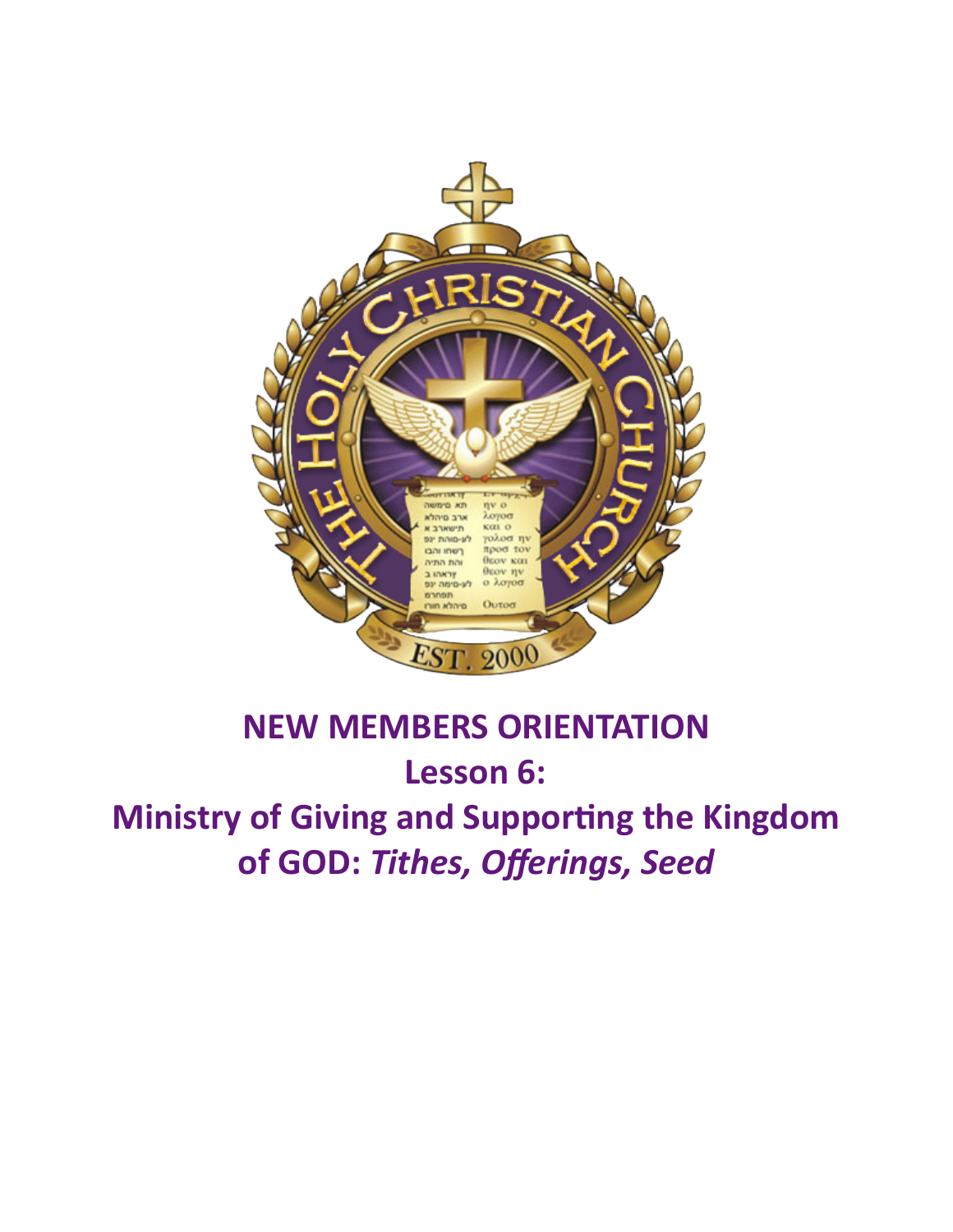# NEW MEMBERS ORIENTATION

## Lesson 6:

## Ministry of Giving and Supporting the Kingdom of GOD: *Tithes, Offerings, Seed*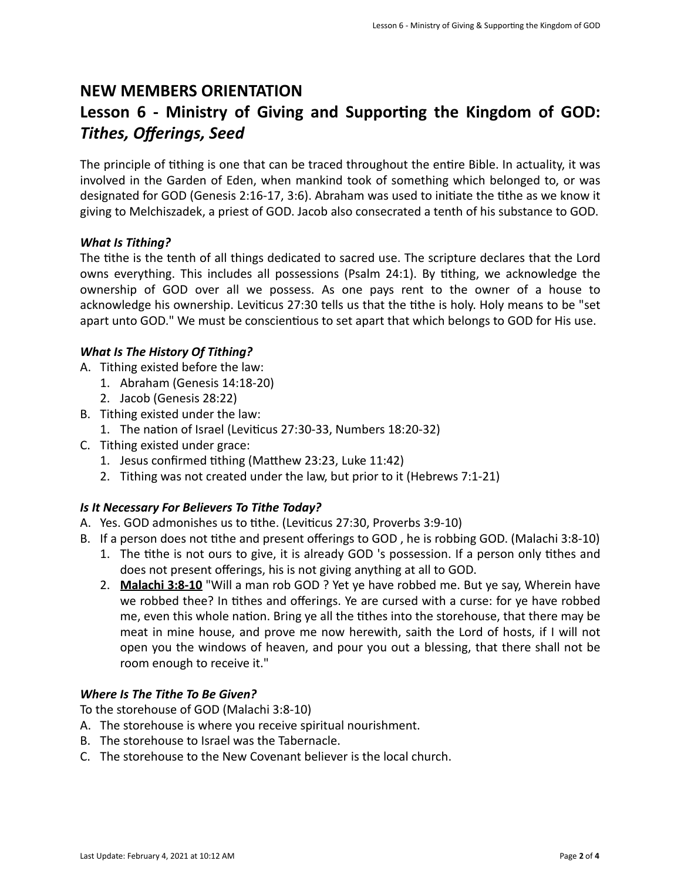# NEW MEMBERS ORIENTATION

## Lesson 6 - Ministry of Giving and Supporting the Kingdom of GOD: *Tithes, Offerings, Seed*

The principle of tithing is one that can be traced throughout the entire Bible. In actuality, it was involved in the Garden of Eden, when mankind took of something which belonged to, or was designated for GOD (Genesis 2:16-17, 3:6). Abraham was used to initiate the tithe as we know it giving to Melchiszadek, a priest of GOD. Jacob also consecrated a tenth of his substance to GOD.

### *What Is Tithing?*

The tithe is the tenth of all things dedicated to sacred use. The scripture declares that the Lord owns everything. This includes all possessions (Psalm 24:1). By tithing, we acknowledge the ownership of GOD over all we possess. As one pays rent to the owner of a house to acknowledge his ownership. Leviticus 27:30 tells us that the tithe is holy. Holy means to be "set apart unto GOD." We must be conscientious to set apart that which belongs to GOD for His use.

### *What Is The History Of Tithing?*

A. Tithing existed before the law:
   1. Abraham (Genesis 14:18-20)
   2. Jacob (Genesis 28:22)

B. Tithing existed under the law:
   1. The nation of Israel (Leviticus 27:30-33, Numbers 18:20-32)

C. Tithing existed under grace:
   1. Jesus confirmed tithing (Matthew 23:23, Luke 11:42)
   2. Tithing was not created under the law, but prior to it (Hebrews 7:1-21)

### *Is It Necessary For Believers To Tithe Today?*

A. Yes. GOD admonishes us to tithe. (Leviticus 27:30, Proverbs 3:9-10)

B. If a person does not tithe and present offerings to GOD , he is robbing GOD. (Malachi 3:8-10)
   1. The tithe is not ours to give, it is already GOD 's possession. If a person only tithes and does not present offerings, his is not giving anything at all to GOD.
   2. **<u>Malachi 3:8-10</u>** "Will a man rob GOD ? Yet ye have robbed me. But ye say, Wherein have we robbed thee? In tithes and offerings. Ye are cursed with a curse: for ye have robbed me, even this whole nation. Bring ye all the tithes into the storehouse, that there may be meat in mine house, and prove me now herewith, saith the Lord of hosts, if I will not open you the windows of heaven, and pour you out a blessing, that there shall not be room enough to receive it."

### *Where Is The Tithe To Be Given?*

To the storehouse of GOD (Malachi 3:8-10)

A. The storehouse is where you receive spiritual nourishment.

B. The storehouse to Israel was the Tabernacle.

C. The storehouse to the New Covenant believer is the local church.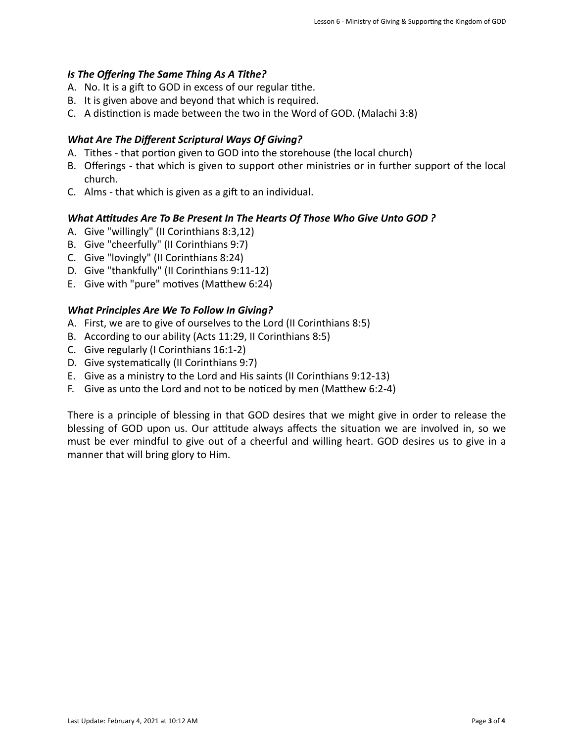### *Is The Offering The Same Thing As A Tithe?*

A. No. It is a gift to GOD in excess of our regular tithe.
B. It is given above and beyond that which is required.
C. A distinction is made between the two in the Word of GOD. (Malachi 3:8)

### *What Are The Different Scriptural Ways Of Giving?*

A. Tithes - that portion given to GOD into the storehouse (the local church)
B. Offerings - that which is given to support other ministries or in further support of the local church.
C. Alms - that which is given as a gift to an individual.

### *What Attitudes Are To Be Present In The Hearts Of Those Who Give Unto GOD ?*

A. Give "willingly" (II Corinthians 8:3,12)
B. Give "cheerfully" (II Corinthians 9:7)
C. Give "lovingly" (II Corinthians 8:24)
D. Give "thankfully" (II Corinthians 9:11-12)
E. Give with "pure" motives (Matthew 6:24)

### *What Principles Are We To Follow In Giving?*

A. First, we are to give of ourselves to the Lord (II Corinthians 8:5)
B. According to our ability (Acts 11:29, II Corinthians 8:5)
C. Give regularly (I Corinthians 16:1-2)
D. Give systematically (II Corinthians 9:7)
E. Give as a ministry to the Lord and His saints (II Corinthians 9:12-13)
F. Give as unto the Lord and not to be noticed by men (Matthew 6:2-4)

There is a principle of blessing in that GOD desires that we might give in order to release the blessing of GOD upon us. Our attitude always affects the situation we are involved in, so we must be ever mindful to give out of a cheerful and willing heart. GOD desires us to give in a manner that will bring glory to Him.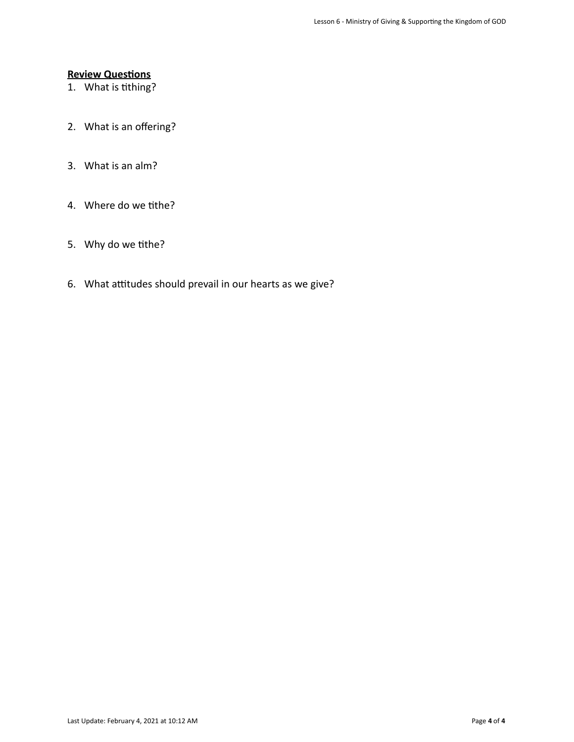**Review Questions**

1. What is tithing?

2. What is an offering?

3. What is an alm?

4. Where do we tithe?

5. Why do we tithe?

6. What attitudes should prevail in our hearts as we give?